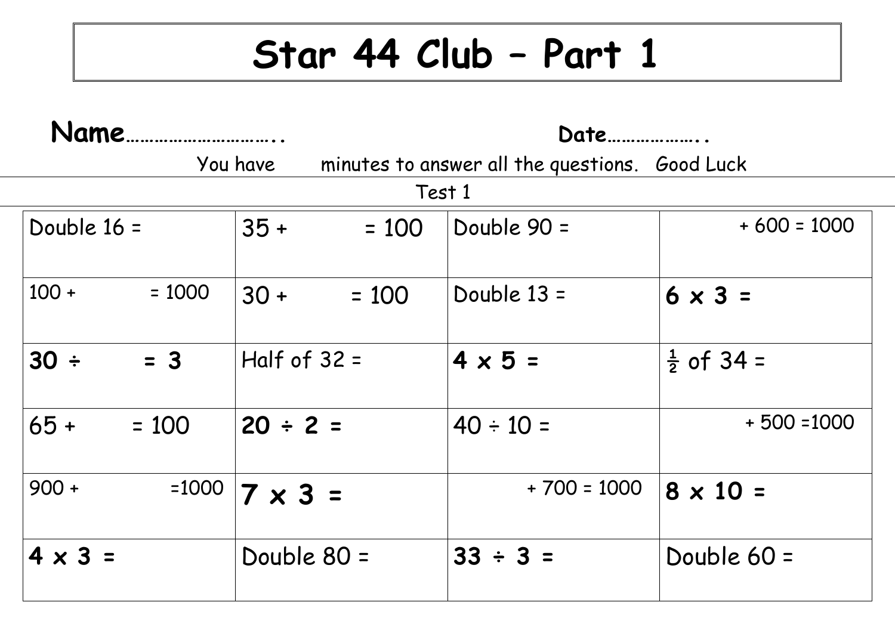# Star 44 Club – Part 1

**Name**………………………….. **Date**………………..

You have minutes to answer all the questions. Good Luck

Test 1

| | | | |
|---|---|---|---|
| Double 16 = | 35 + = 100 | Double 90 = | + 600 = 1000 |
| 100 + = 1000 | 30 + = 100 | Double 13 = | **6 x 3 =** |
| **30 ÷ = 3** | Half of 32 = | **4 x 5 =** | ½ of 34 = |
| 65 + = 100 | **20 ÷ 2 =** | 40 ÷ 10 = | + 500 =1000 |
| 900 + =1000 | **7 x 3 =** | + 700 = 1000 | **8 x 10 =** |
| **4 x 3 =** | Double 80 = | **33 ÷ 3 =** | Double 60 = |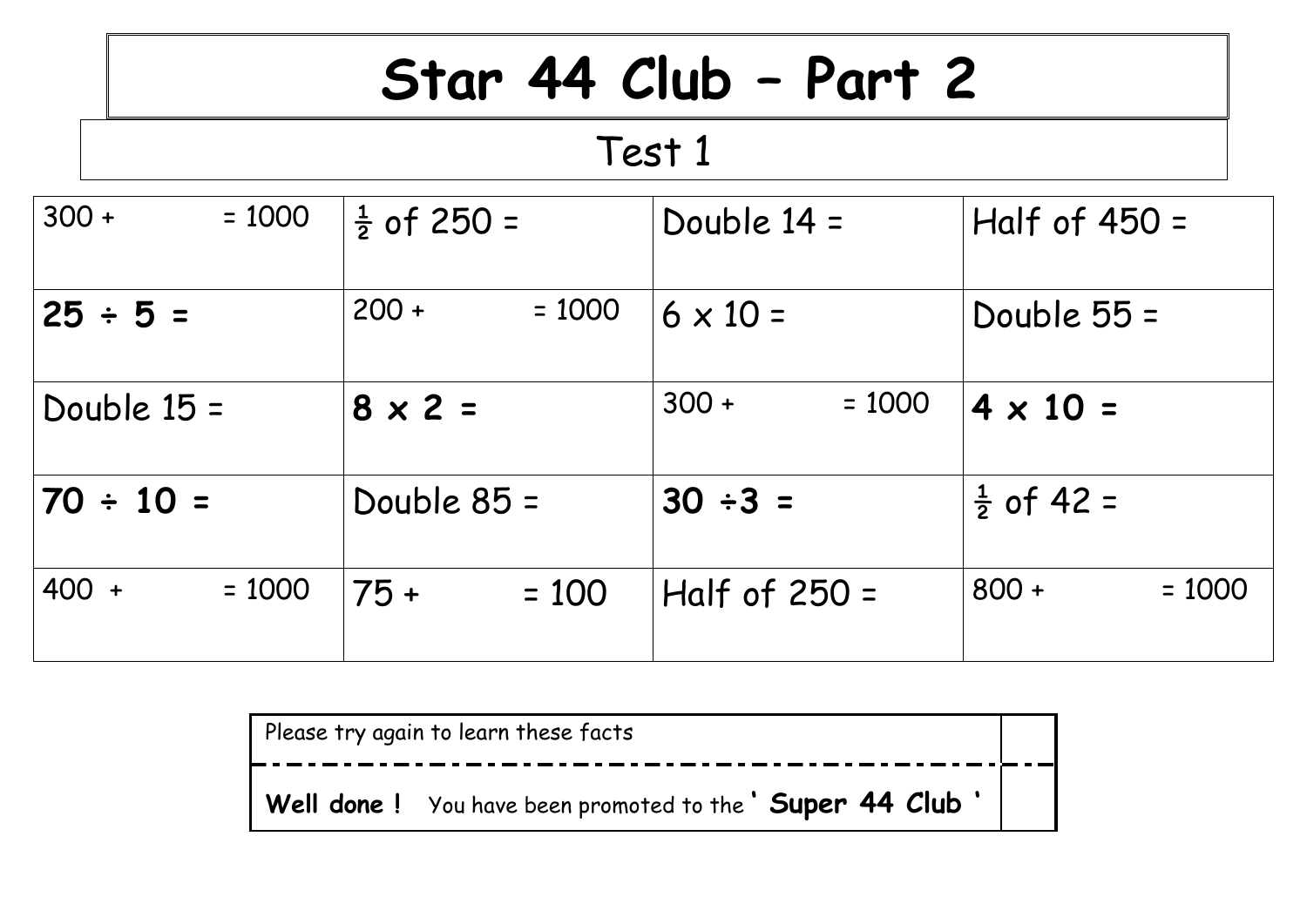# Star 44 Club – Part 2

## Test 1

| | | | |
|---|---|---|---|
| 300 + = 1000 | ½ of 250 = | Double 14 = | Half of 450 = |
| **25 ÷ 5 =** | 200 + = 1000 | 6 x 10 = | Double 55 = |
| Double 15 = | **8 x 2 =** | 300 + = 1000 | **4 x 10 =** |
| **70 ÷ 10 =** | Double 85 = | **30 ÷3 =** | ½ of 42 = |
| 400 + = 1000 | 75 + = 100 | Half of 250 = | 800 + = 1000 |

| | |
|---|---|
| Please try again to learn these facts | |
| **Well done !** You have been promoted to the **' Super 44 Club '** | |